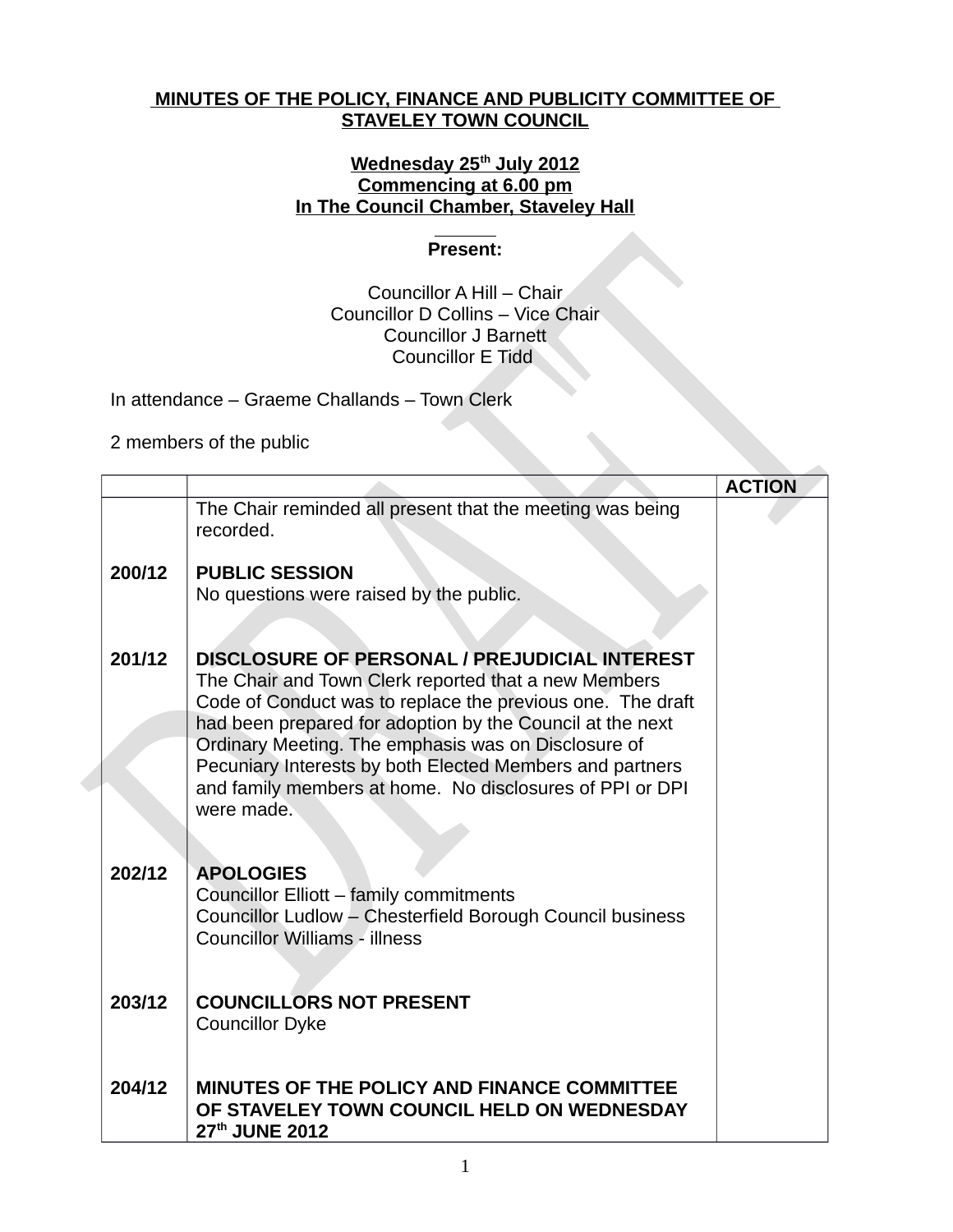**MINUTES OF THE POLICY, FINANCE AND PUBLICITY COMMITTEE OF STAVELEY TOWN COUNCIL**

**Wednesday 25th July 2012**
**Commencing at 6.00 pm**
**In The Council Chamber, Staveley Hall**

**Present:**

Councillor A Hill – Chair
Councillor D Collins – Vice Chair
Councillor J Barnett
Councillor E Tidd

In attendance – Graeme Challands – Town Clerk

2 members of the public

| | | ACTION |
|---|---|---|
| | The Chair reminded all present that the meeting was being recorded. | |
| 200/12 | **PUBLIC SESSION**<br>No questions were raised by the public. | |
| 201/12 | **DISCLOSURE OF PERSONAL / PREJUDICIAL INTEREST**<br>The Chair and Town Clerk reported that a new Members Code of Conduct was to replace the previous one. The draft had been prepared for adoption by the Council at the next Ordinary Meeting. The emphasis was on Disclosure of Pecuniary Interests by both Elected Members and partners and family members at home. No disclosures of PPI or DPI were made. | |
| 202/12 | **APOLOGIES**<br>Councillor Elliott – family commitments<br>Councillor Ludlow – Chesterfield Borough Council business<br>Councillor Williams - illness | |
| 203/12 | **COUNCILLORS NOT PRESENT**<br>Councillor Dyke | |
| 204/12 | **MINUTES OF THE POLICY AND FINANCE COMMITTEE OF STAVELEY TOWN COUNCIL HELD ON WEDNESDAY 27th JUNE 2012** | |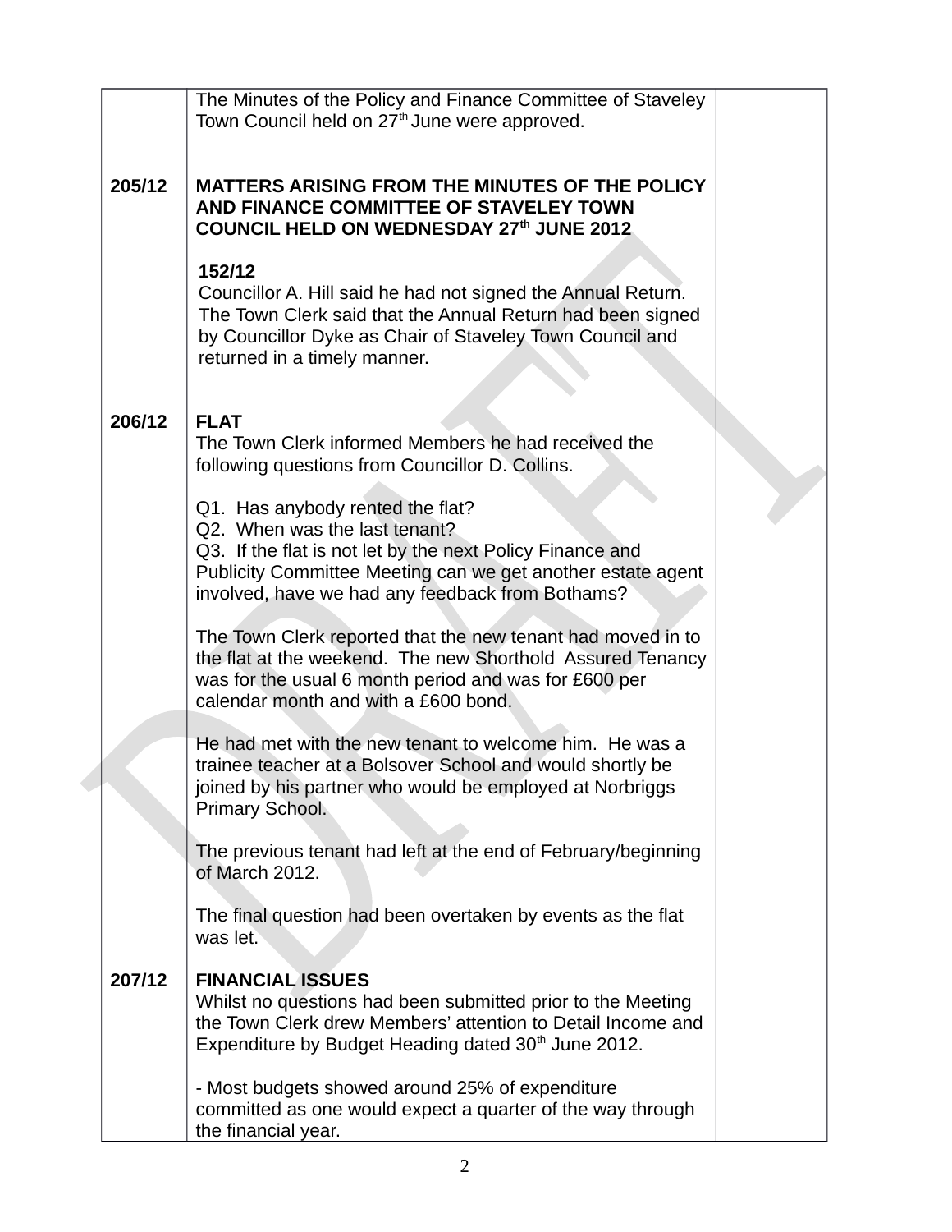| | | |
|---|---|---|
| | The Minutes of the Policy and Finance Committee of Staveley Town Council held on 27th June were approved. | |
| 205/12 | **MATTERS ARISING FROM THE MINUTES OF THE POLICY AND FINANCE COMMITTEE OF STAVELEY TOWN COUNCIL HELD ON WEDNESDAY 27th JUNE 2012**<br><br>**152/12**<br>Councillor A. Hill said he had not signed the Annual Return. The Town Clerk said that the Annual Return had been signed by Councillor Dyke as Chair of Staveley Town Council and returned in a timely manner. | |
| 206/12 | **FLAT**<br>The Town Clerk informed Members he had received the following questions from Councillor D. Collins.<br><br>Q1. Has anybody rented the flat?<br>Q2. When was the last tenant?<br>Q3. If the flat is not let by the next Policy Finance and Publicity Committee Meeting can we get another estate agent involved, have we had any feedback from Bothams?<br><br>The Town Clerk reported that the new tenant had moved in to the flat at the weekend. The new Shorthold Assured Tenancy was for the usual 6 month period and was for £600 per calendar month and with a £600 bond.<br><br>He had met with the new tenant to welcome him. He was a trainee teacher at a Bolsover School and would shortly be joined by his partner who would be employed at Norbriggs Primary School.<br><br>The previous tenant had left at the end of February/beginning of March 2012.<br><br>The final question had been overtaken by events as the flat was let. | |
| 207/12 | **FINANCIAL ISSUES**<br>Whilst no questions had been submitted prior to the Meeting the Town Clerk drew Members' attention to Detail Income and Expenditure by Budget Heading dated 30th June 2012.<br><br>- Most budgets showed around 25% of expenditure committed as one would expect a quarter of the way through the financial year. | |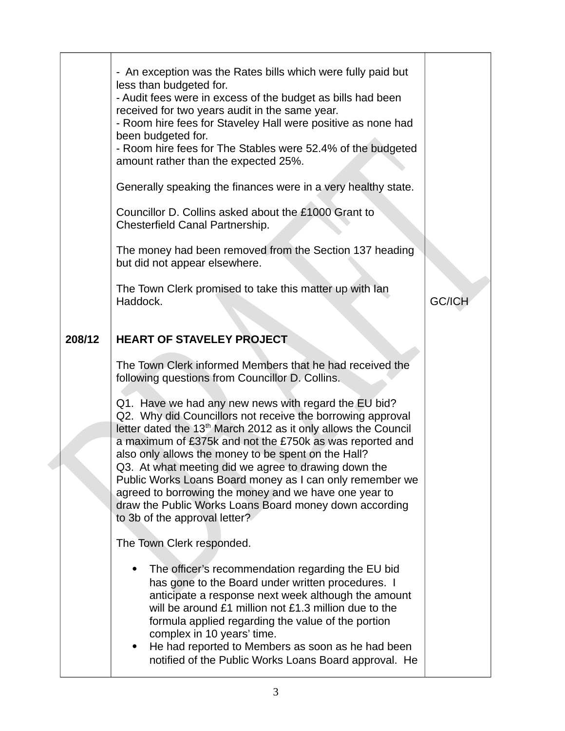| | | |
|---|---|---|
| | - An exception was the Rates bills which were fully paid but less than budgeted for.<br>- Audit fees were in excess of the budget as bills had been received for two years audit in the same year.<br>- Room hire fees for Staveley Hall were positive as none had been budgeted for.<br>- Room hire fees for The Stables were 52.4% of the budgeted amount rather than the expected 25%.<br><br>Generally speaking the finances were in a very healthy state.<br><br>Councillor D. Collins asked about the £1000 Grant to Chesterfield Canal Partnership.<br><br>The money had been removed from the Section 137 heading but did not appear elsewhere.<br><br>The Town Clerk promised to take this matter up with Ian Haddock. | GC/ICH |
| **208/12** | **HEART OF STAVELEY PROJECT**<br><br>The Town Clerk informed Members that he had received the following questions from Councillor D. Collins.<br><br>Q1. Have we had any new news with regard the EU bid?<br>Q2. Why did Councillors not receive the borrowing approval letter dated the 13th March 2012 as it only allows the Council a maximum of £375k and not the £750k as was reported and also only allows the money to be spent on the Hall?<br>Q3. At what meeting did we agree to drawing down the Public Works Loans Board money as I can only remember we agreed to borrowing the money and we have one year to draw the Public Works Loans Board money down according to 3b of the approval letter?<br><br>The Town Clerk responded.<br><br>• The officer's recommendation regarding the EU bid has gone to the Board under written procedures. I anticipate a response next week although the amount will be around £1 million not £1.3 million due to the formula applied regarding the value of the portion complex in 10 years' time.<br>• He had reported to Members as soon as he had been notified of the Public Works Loans Board approval. He | |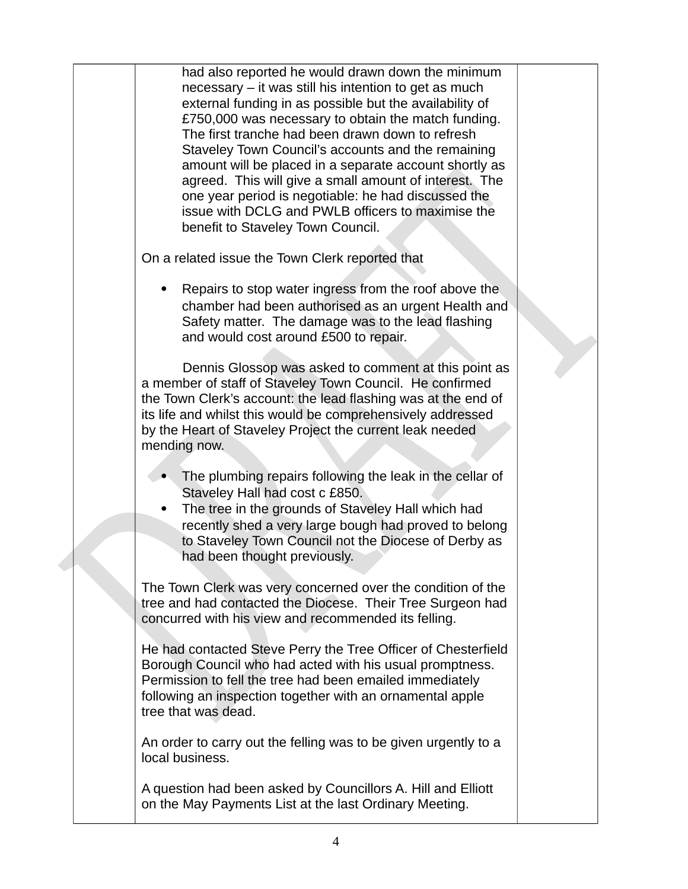had also reported he would drawn down the minimum necessary – it was still his intention to get as much external funding in as possible but the availability of £750,000 was necessary to obtain the match funding. The first tranche had been drawn down to refresh Staveley Town Council's accounts and the remaining amount will be placed in a separate account shortly as agreed. This will give a small amount of interest. The one year period is negotiable: he had discussed the issue with DCLG and PWLB officers to maximise the benefit to Staveley Town Council.

On a related issue the Town Clerk reported that

- Repairs to stop water ingress from the roof above the chamber had been authorised as an urgent Health and Safety matter. The damage was to the lead flashing and would cost around £500 to repair.

Dennis Glossop was asked to comment at this point as a member of staff of Staveley Town Council. He confirmed the Town Clerk's account: the lead flashing was at the end of its life and whilst this would be comprehensively addressed by the Heart of Staveley Project the current leak needed mending now.

- The plumbing repairs following the leak in the cellar of Staveley Hall had cost c £850.
- The tree in the grounds of Staveley Hall which had recently shed a very large bough had proved to belong to Staveley Town Council not the Diocese of Derby as had been thought previously.

The Town Clerk was very concerned over the condition of the tree and had contacted the Diocese. Their Tree Surgeon had concurred with his view and recommended its felling.

He had contacted Steve Perry the Tree Officer of Chesterfield Borough Council who had acted with his usual promptness. Permission to fell the tree had been emailed immediately following an inspection together with an ornamental apple tree that was dead.

An order to carry out the felling was to be given urgently to a local business.

A question had been asked by Councillors A. Hill and Elliott on the May Payments List at the last Ordinary Meeting.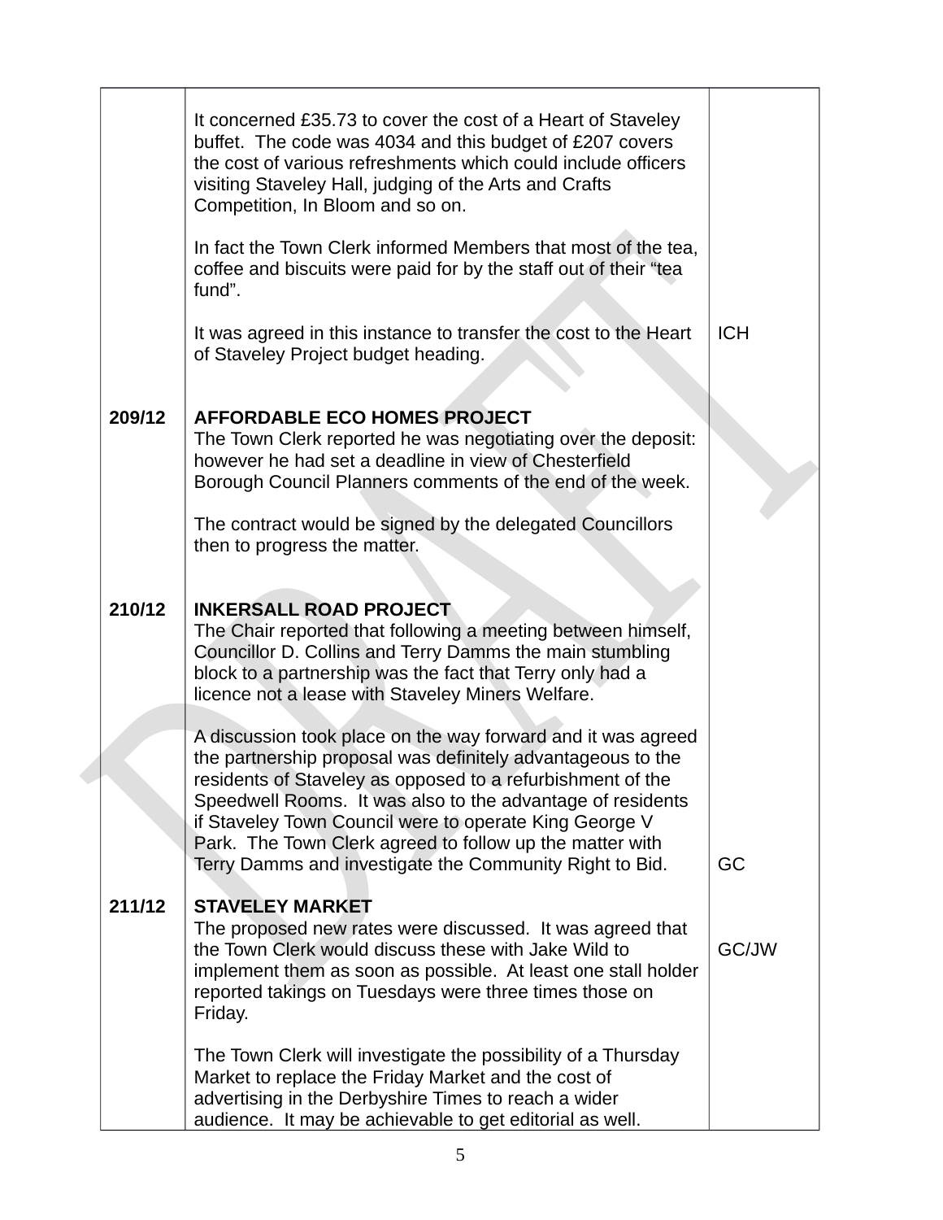| | | |
|---|---|---|
| | It concerned £35.73 to cover the cost of a Heart of Staveley buffet. The code was 4034 and this budget of £207 covers the cost of various refreshments which could include officers visiting Staveley Hall, judging of the Arts and Crafts Competition, In Bloom and so on.<br><br>In fact the Town Clerk informed Members that most of the tea, coffee and biscuits were paid for by the staff out of their "tea fund".<br><br>It was agreed in this instance to transfer the cost to the Heart of Staveley Project budget heading. | ICH |
| 209/12 | **AFFORDABLE ECO HOMES PROJECT**<br>The Town Clerk reported he was negotiating over the deposit: however he had set a deadline in view of Chesterfield Borough Council Planners comments of the end of the week.<br><br>The contract would be signed by the delegated Councillors then to progress the matter. | |
| 210/12 | **INKERSALL ROAD PROJECT**<br>The Chair reported that following a meeting between himself, Councillor D. Collins and Terry Damms the main stumbling block to a partnership was the fact that Terry only had a licence not a lease with Staveley Miners Welfare.<br><br>A discussion took place on the way forward and it was agreed the partnership proposal was definitely advantageous to the residents of Staveley as opposed to a refurbishment of the Speedwell Rooms. It was also to the advantage of residents if Staveley Town Council were to operate King George V Park. The Town Clerk agreed to follow up the matter with Terry Damms and investigate the Community Right to Bid. | GC |
| 211/12 | **STAVELEY MARKET**<br>The proposed new rates were discussed. It was agreed that the Town Clerk would discuss these with Jake Wild to implement them as soon as possible. At least one stall holder reported takings on Tuesdays were three times those on Friday.<br><br>The Town Clerk will investigate the possibility of a Thursday Market to replace the Friday Market and the cost of advertising in the Derbyshire Times to reach a wider audience. It may be achievable to get editorial as well. | GC/JW |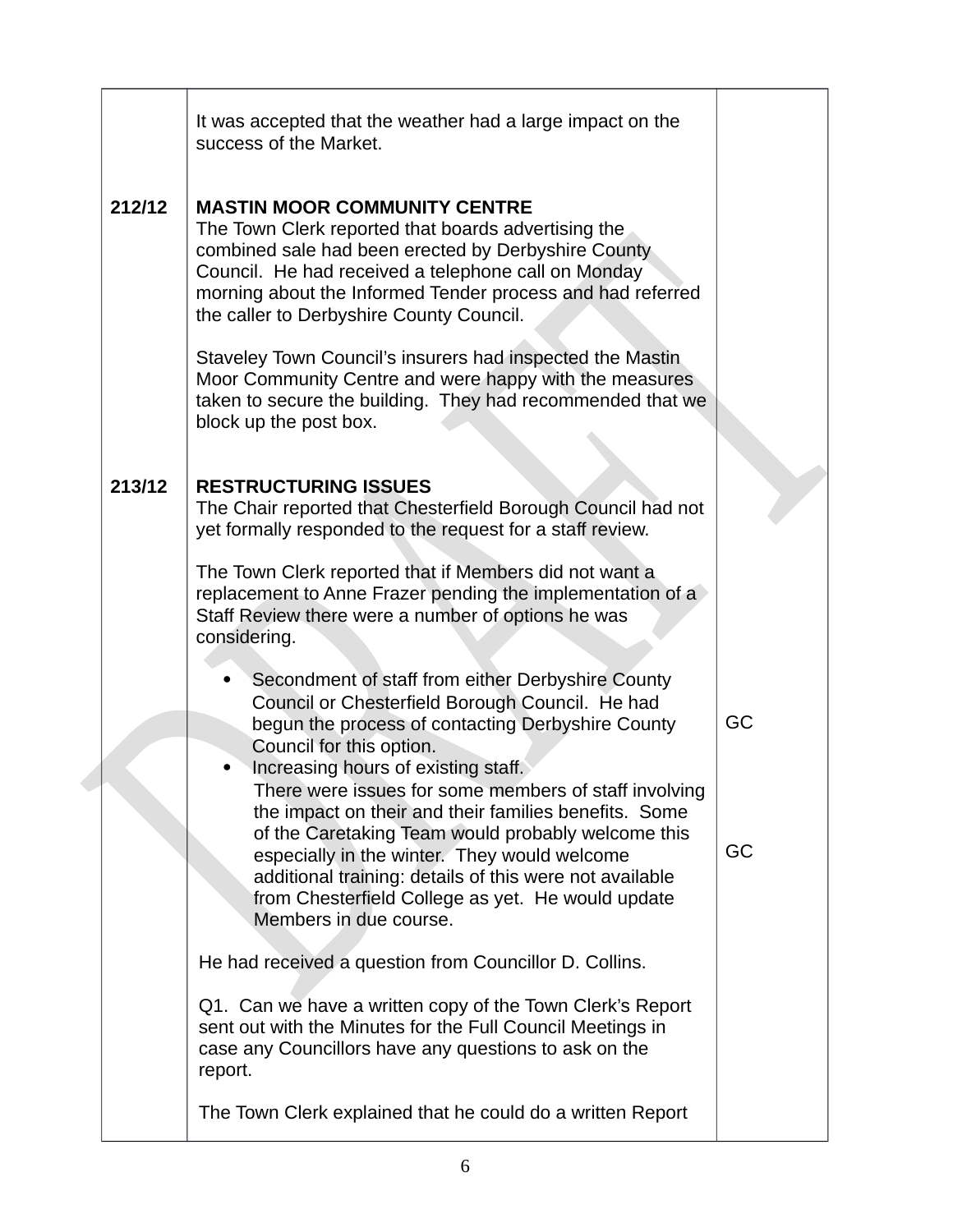| | | |
|---|---|---|
| | It was accepted that the weather had a large impact on the success of the Market. | |
| **212/12** | **MASTIN MOOR COMMUNITY CENTRE**<br>The Town Clerk reported that boards advertising the combined sale had been erected by Derbyshire County Council. He had received a telephone call on Monday morning about the Informed Tender process and had referred the caller to Derbyshire County Council.<br><br>Staveley Town Council's insurers had inspected the Mastin Moor Community Centre and were happy with the measures taken to secure the building. They had recommended that we block up the post box. | |
| **213/12** | **RESTRUCTURING ISSUES**<br>The Chair reported that Chesterfield Borough Council had not yet formally responded to the request for a staff review.<br><br>The Town Clerk reported that if Members did not want a replacement to Anne Frazer pending the implementation of a Staff Review there were a number of options he was considering.<br><br>• Secondment of staff from either Derbyshire County Council or Chesterfield Borough Council. He had begun the process of contacting Derbyshire County Council for this option.<br>• Increasing hours of existing staff.<br>There were issues for some members of staff involving the impact on their and their families benefits. Some of the Caretaking Team would probably welcome this especially in the winter. They would welcome additional training: details of this were not available from Chesterfield College as yet. He would update Members in due course.<br><br>He had received a question from Councillor D. Collins.<br><br>Q1. Can we have a written copy of the Town Clerk's Report sent out with the Minutes for the Full Council Meetings in case any Councillors have any questions to ask on the report.<br><br>The Town Clerk explained that he could do a written Report | GC<br><br><br><br>GC |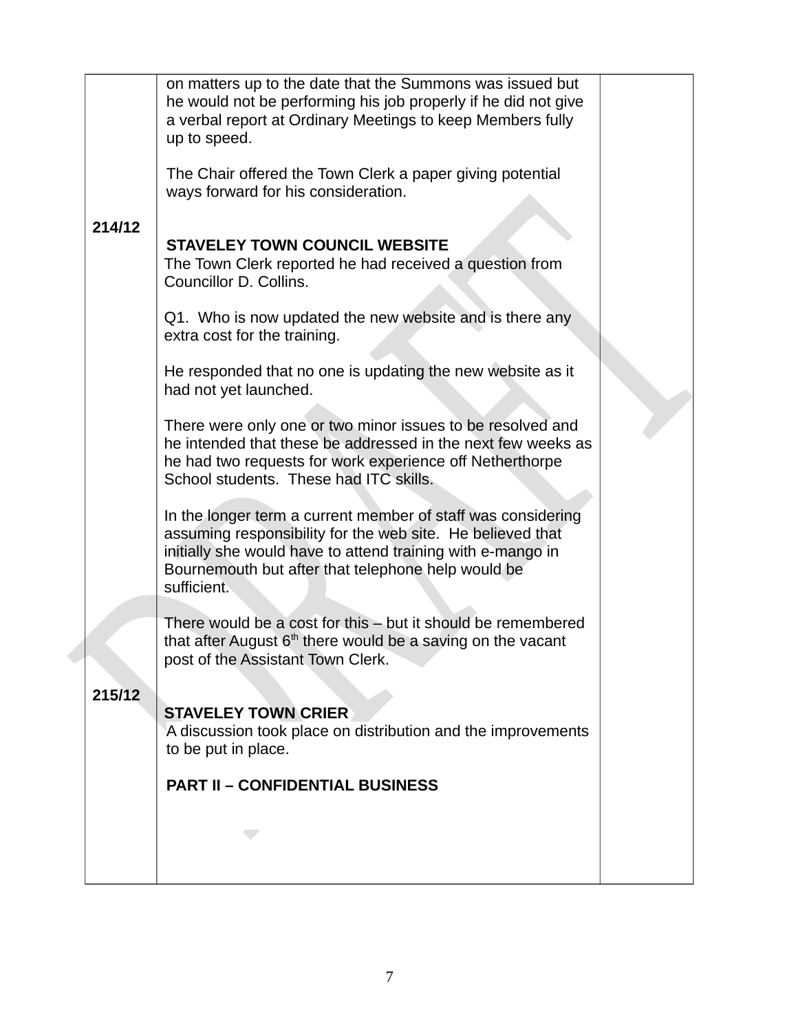| | | |
|---|---|---|
| | on matters up to the date that the Summons was issued but he would not be performing his job properly if he did not give a verbal report at Ordinary Meetings to keep Members fully up to speed.<br><br>The Chair offered the Town Clerk a paper giving potential ways forward for his consideration. | |
| 214/12 | **STAVELEY TOWN COUNCIL WEBSITE**<br>The Town Clerk reported he had received a question from Councillor D. Collins.<br><br>Q1. Who is now updated the new website and is there any extra cost for the training.<br><br>He responded that no one is updating the new website as it had not yet launched.<br><br>There were only one or two minor issues to be resolved and he intended that these be addressed in the next few weeks as he had two requests for work experience off Netherthorpe School students. These had ITC skills.<br><br>In the longer term a current member of staff was considering assuming responsibility for the web site. He believed that initially she would have to attend training with e-mango in Bournemouth but after that telephone help would be sufficient.<br><br>There would be a cost for this – but it should be remembered that after August 6th there would be a saving on the vacant post of the Assistant Town Clerk. | |
| 215/12 | **STAVELEY TOWN CRIER**<br>A discussion took place on distribution and the improvements to be put in place.<br><br>**PART II – CONFIDENTIAL BUSINESS** | |